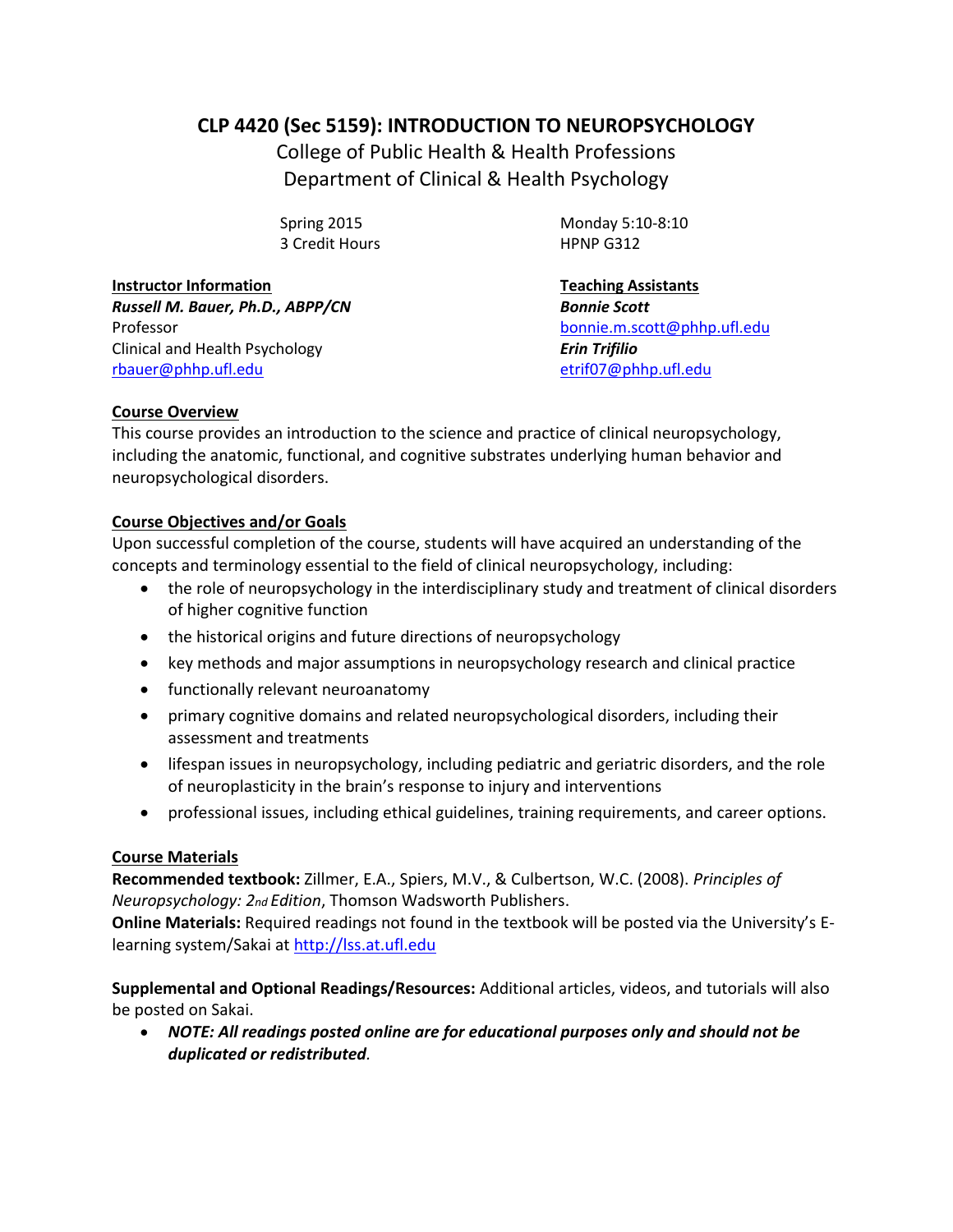# CLP 4420 (Sec 5159): INTRODUCTION TO NEUROPSYCHOLOGY

College of Public Health & Health Professions
Department of Clinical & Health Psychology

Spring 2015
3 Credit Hours

Monday 5:10-8:10
HPNP G312

**Instructor Information**
***Russell M. Bauer, Ph.D., ABPP/CN***
Professor
Clinical and Health Psychology
rbauer@phhp.ufl.edu

**Teaching Assistants**
***Bonnie Scott***
bonnie.m.scott@phhp.ufl.edu
***Erin Trifilio***
etrif07@phhp.ufl.edu

**Course Overview**
This course provides an introduction to the science and practice of clinical neuropsychology, including the anatomic, functional, and cognitive substrates underlying human behavior and neuropsychological disorders.

**Course Objectives and/or Goals**
Upon successful completion of the course, students will have acquired an understanding of the concepts and terminology essential to the field of clinical neuropsychology, including:

- the role of neuropsychology in the interdisciplinary study and treatment of clinical disorders of higher cognitive function
- the historical origins and future directions of neuropsychology
- key methods and major assumptions in neuropsychology research and clinical practice
- functionally relevant neuroanatomy
- primary cognitive domains and related neuropsychological disorders, including their assessment and treatments
- lifespan issues in neuropsychology, including pediatric and geriatric disorders, and the role of neuroplasticity in the brain's response to injury and interventions
- professional issues, including ethical guidelines, training requirements, and career options.

**Course Materials**
**Recommended textbook:** Zillmer, E.A., Spiers, M.V., & Culbertson, W.C. (2008). *Principles of Neuropsychology: 2nd Edition*, Thomson Wadsworth Publishers.
**Online Materials:** Required readings not found in the textbook will be posted via the University's E-learning system/Sakai at http://lss.at.ufl.edu

**Supplemental and Optional Readings/Resources:** Additional articles, videos, and tutorials will also be posted on Sakai.

- ***NOTE: All readings posted online are for educational purposes only and should not be duplicated or redistributed.***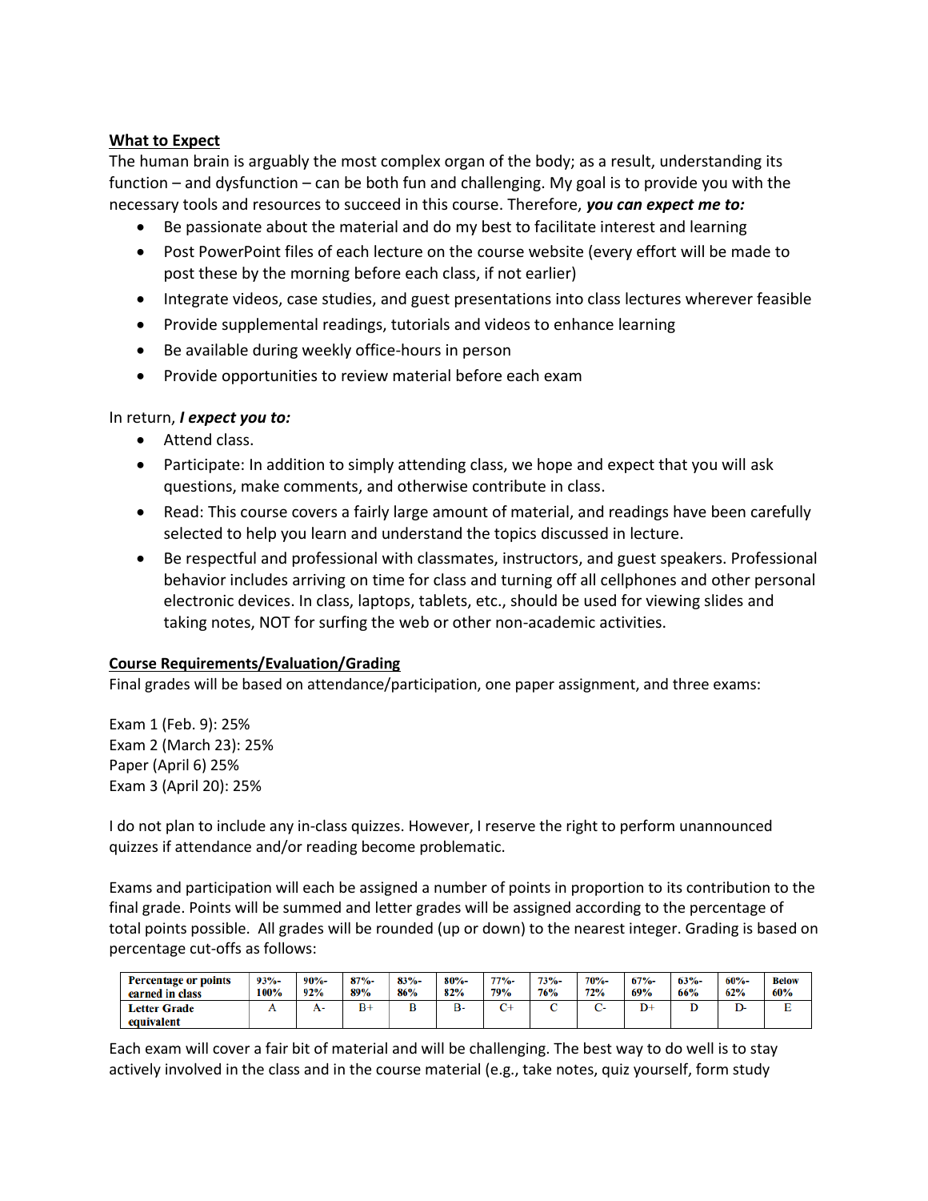**What to Expect**

The human brain is arguably the most complex organ of the body; as a result, understanding its function – and dysfunction – can be both fun and challenging. My goal is to provide you with the necessary tools and resources to succeed in this course. Therefore, ***you can expect me to:***

- Be passionate about the material and do my best to facilitate interest and learning
- Post PowerPoint files of each lecture on the course website (every effort will be made to post these by the morning before each class, if not earlier)
- Integrate videos, case studies, and guest presentations into class lectures wherever feasible
- Provide supplemental readings, tutorials and videos to enhance learning
- Be available during weekly office-hours in person
- Provide opportunities to review material before each exam

In return, ***I expect you to:***

- Attend class.
- Participate: In addition to simply attending class, we hope and expect that you will ask questions, make comments, and otherwise contribute in class.
- Read: This course covers a fairly large amount of material, and readings have been carefully selected to help you learn and understand the topics discussed in lecture.
- Be respectful and professional with classmates, instructors, and guest speakers. Professional behavior includes arriving on time for class and turning off all cellphones and other personal electronic devices. In class, laptops, tablets, etc., should be used for viewing slides and taking notes, NOT for surfing the web or other non-academic activities.

**Course Requirements/Evaluation/Grading**

Final grades will be based on attendance/participation, one paper assignment, and three exams:

Exam 1 (Feb. 9): 25%
Exam 2 (March 23): 25%
Paper (April 6) 25%
Exam 3 (April 20): 25%

I do not plan to include any in-class quizzes. However, I reserve the right to perform unannounced quizzes if attendance and/or reading become problematic.

Exams and participation will each be assigned a number of points in proportion to its contribution to the final grade. Points will be summed and letter grades will be assigned according to the percentage of total points possible. All grades will be rounded (up or down) to the nearest integer. Grading is based on percentage cut-offs as follows:

| Percentage or points earned in class | 93%-100% | 90%-92% | 87%-89% | 83%-86% | 80%-82% | 77%-79% | 73%-76% | 70%-72% | 67%-69% | 63%-66% | 60%-62% | Below 60% |
|---|---|---|---|---|---|---|---|---|---|---|---|---|
| Letter Grade equivalent | A | A- | B+ | B | B- | C+ | C | C- | D+ | D | D- | E |

Each exam will cover a fair bit of material and will be challenging. The best way to do well is to stay actively involved in the class and in the course material (e.g., take notes, quiz yourself, form study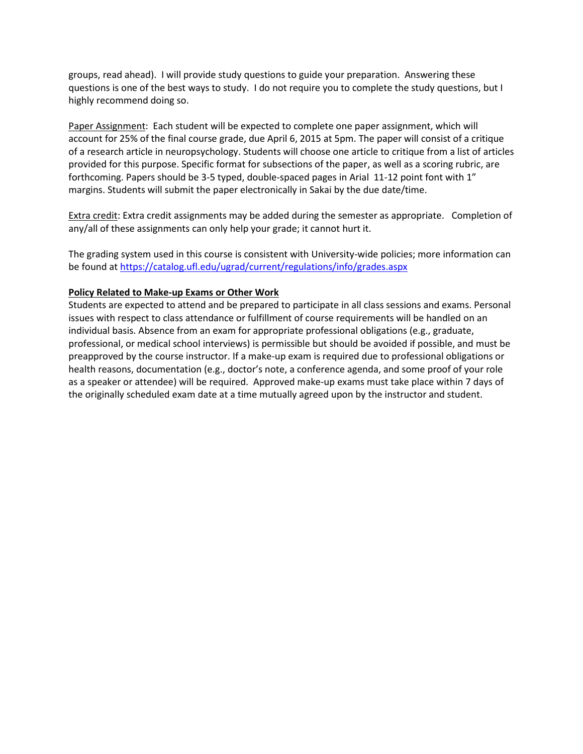groups, read ahead). I will provide study questions to guide your preparation. Answering these questions is one of the best ways to study. I do not require you to complete the study questions, but I highly recommend doing so.

Paper Assignment: Each student will be expected to complete one paper assignment, which will account for 25% of the final course grade, due April 6, 2015 at 5pm. The paper will consist of a critique of a research article in neuropsychology. Students will choose one article to critique from a list of articles provided for this purpose. Specific format for subsections of the paper, as well as a scoring rubric, are forthcoming. Papers should be 3-5 typed, double-spaced pages in Arial 11-12 point font with 1" margins. Students will submit the paper electronically in Sakai by the due date/time.

Extra credit: Extra credit assignments may be added during the semester as appropriate. Completion of any/all of these assignments can only help your grade; it cannot hurt it.

The grading system used in this course is consistent with University-wide policies; more information can be found at https://catalog.ufl.edu/ugrad/current/regulations/info/grades.aspx

**Policy Related to Make-up Exams or Other Work**

Students are expected to attend and be prepared to participate in all class sessions and exams. Personal issues with respect to class attendance or fulfillment of course requirements will be handled on an individual basis. Absence from an exam for appropriate professional obligations (e.g., graduate, professional, or medical school interviews) is permissible but should be avoided if possible, and must be preapproved by the course instructor. If a make-up exam is required due to professional obligations or health reasons, documentation (e.g., doctor's note, a conference agenda, and some proof of your role as a speaker or attendee) will be required. Approved make-up exams must take place within 7 days of the originally scheduled exam date at a time mutually agreed upon by the instructor and student.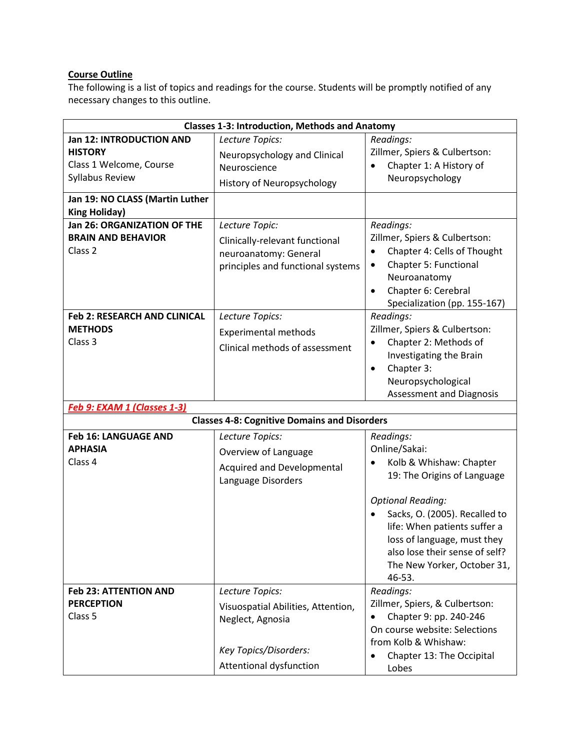**Course Outline**

The following is a list of topics and readings for the course. Students will be promptly notified of any necessary changes to this outline.

| Classes 1-3: Introduction, Methods and Anatomy | | |
|---|---|---|
| **Jan 12: INTRODUCTION AND HISTORY**<br>Class 1 Welcome, Course Syllabus Review | *Lecture Topics:*<br>Neuropsychology and Clinical Neuroscience<br>History of Neuropsychology | *Readings:*<br>Zillmer, Spiers & Culbertson:<br>• Chapter 1: A History of Neuropsychology |
| **Jan 19: NO CLASS (Martin Luther King Holiday)** | | |
| **Jan 26: ORGANIZATION OF THE BRAIN AND BEHAVIOR**<br>Class 2 | *Lecture Topic:*<br>Clinically-relevant functional neuroanatomy: General principles and functional systems | *Readings:*<br>Zillmer, Spiers & Culbertson:<br>• Chapter 4: Cells of Thought<br>• Chapter 5: Functional Neuroanatomy<br>• Chapter 6: Cerebral Specialization (pp. 155-167) |
| **Feb 2: RESEARCH AND CLINICAL METHODS**<br>Class 3 | *Lecture Topics:*<br>Experimental methods<br>Clinical methods of assessment | *Readings:*<br>Zillmer, Spiers & Culbertson:<br>• Chapter 2: Methods of Investigating the Brain<br>• Chapter 3: Neuropsychological Assessment and Diagnosis |
| ***Feb 9: EXAM 1 (Classes 1-3)*** | | |
| **Classes 4-8: Cognitive Domains and Disorders** | | |
| **Feb 16: LANGUAGE AND APHASIA**<br>Class 4 | *Lecture Topics:*<br>Overview of Language<br>Acquired and Developmental Language Disorders | *Readings:*<br>Online/Sakai:<br>• Kolb & Whishaw: Chapter 19: The Origins of Language<br><br>*Optional Reading:*<br>• Sacks, O. (2005). Recalled to life: When patients suffer a loss of language, must they also lose their sense of self? The New Yorker, October 31, 46-53. |
| **Feb 23: ATTENTION AND PERCEPTION**<br>Class 5 | *Lecture Topics:*<br>Visuospatial Abilities, Attention, Neglect, Agnosia<br><br>*Key Topics/Disorders:*<br>Attentional dysfunction | *Readings:*<br>Zillmer, Spiers, & Culbertson:<br>• Chapter 9: pp. 240-246<br>On course website: Selections from Kolb & Whishaw:<br>• Chapter 13: The Occipital Lobes |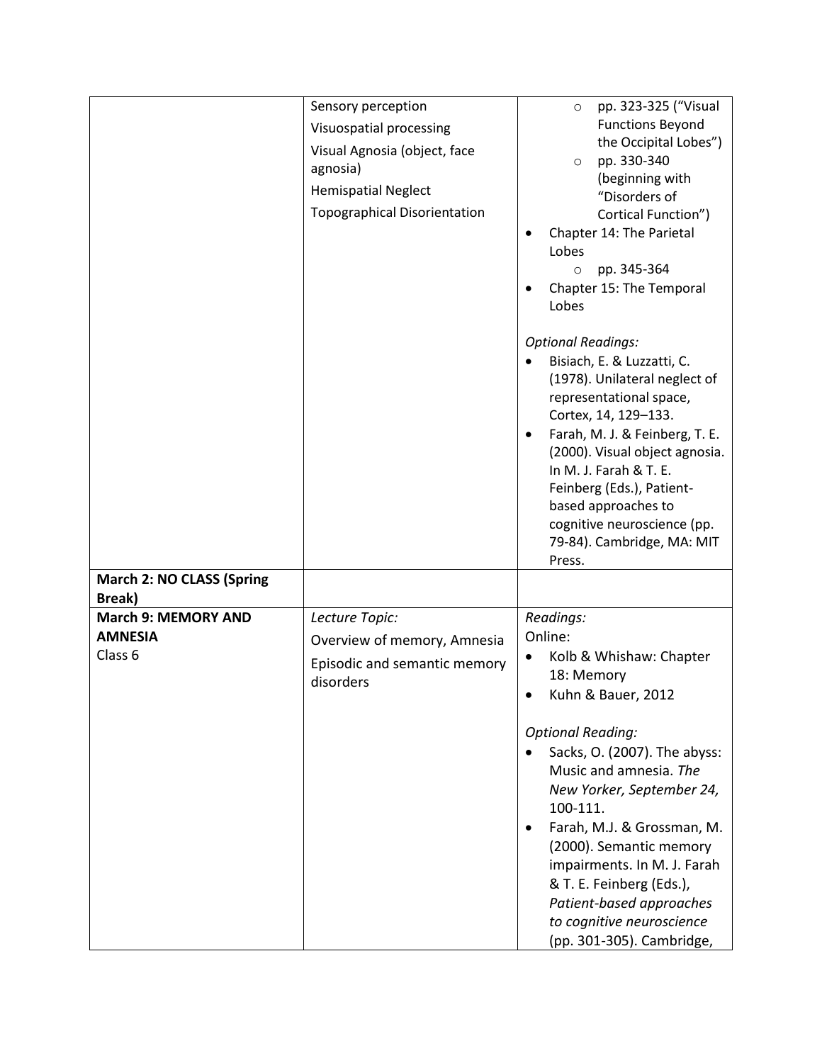| | | |
|---|---|---|
| | Sensory perception<br>Visuospatial processing<br>Visual Agnosia (object, face agnosia)<br>Hemispatial Neglect<br>Topographical Disorientation | ◦ pp. 323-325 ("Visual Functions Beyond the Occipital Lobes")<br>◦ pp. 330-340 (beginning with "Disorders of Cortical Function")<br>• Chapter 14: The Parietal Lobes<br>◦ pp. 345-364<br>• Chapter 15: The Temporal Lobes<br><br>*Optional Readings:*<br>• Bisiach, E. & Luzzatti, C. (1978). Unilateral neglect of representational space, Cortex, 14, 129–133.<br>• Farah, M. J. & Feinberg, T. E. (2000). Visual object agnosia. In M. J. Farah & T. E. Feinberg (Eds.), Patient-based approaches to cognitive neuroscience (pp. 79-84). Cambridge, MA: MIT Press. |
| **March 2: NO CLASS (Spring Break)** | | |
| **March 9: MEMORY AND AMNESIA**<br>Class 6 | *Lecture Topic:*<br>Overview of memory, Amnesia<br>Episodic and semantic memory disorders | *Readings:*<br>Online:<br>• Kolb & Whishaw: Chapter 18: Memory<br>• Kuhn & Bauer, 2012<br><br>*Optional Reading:*<br>• Sacks, O. (2007). The abyss: Music and amnesia. *The New Yorker, September 24,* 100-111.<br>• Farah, M.J. & Grossman, M. (2000). Semantic memory impairments. In M. J. Farah & T. E. Feinberg (Eds.), *Patient-based approaches to cognitive neuroscience* (pp. 301-305). Cambridge, |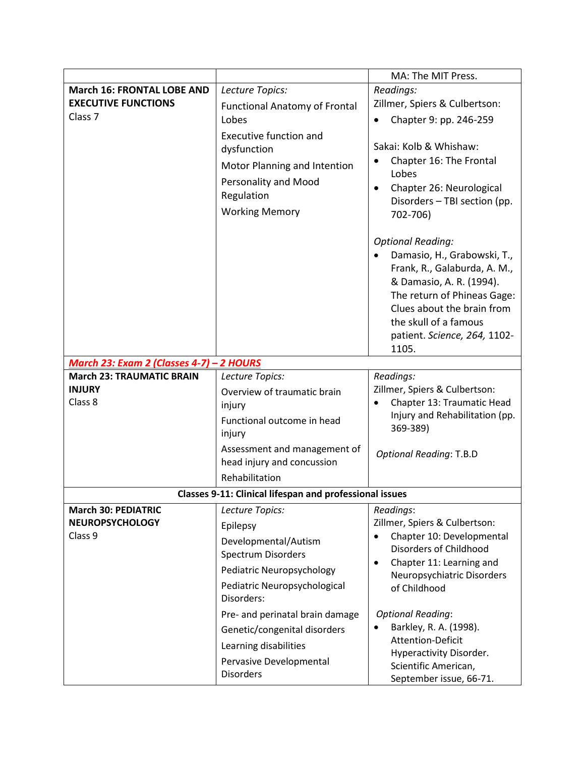| | | |
|---|---|---|
| | | MA: The MIT Press. |
| **March 16: FRONTAL LOBE AND EXECUTIVE FUNCTIONS**<br>Class 7 | *Lecture Topics:*<br>Functional Anatomy of Frontal Lobes<br>Executive function and dysfunction<br>Motor Planning and Intention<br>Personality and Mood Regulation<br>Working Memory | *Readings:*<br>Zillmer, Spiers & Culbertson:<br>• Chapter 9: pp. 246-259<br><br>Sakai: Kolb & Whishaw:<br>• Chapter 16: The Frontal Lobes<br>• Chapter 26: Neurological Disorders – TBI section (pp. 702-706)<br><br>*Optional Reading:*<br>• Damasio, H., Grabowski, T., Frank, R., Galaburda, A. M., & Damasio, A. R. (1994). The return of Phineas Gage: Clues about the brain from the skull of a famous patient. *Science, 264,* 1102-1105. |
| ***March 23: Exam 2 (Classes 4-7) – 2 HOURS*** | | |
| **March 23: TRAUMATIC BRAIN INJURY**<br>Class 8 | *Lecture Topics:*<br>Overview of traumatic brain injury<br>Functional outcome in head injury<br>Assessment and management of head injury and concussion<br>Rehabilitation | *Readings:*<br>Zillmer, Spiers & Culbertson:<br>• Chapter 13: Traumatic Head Injury and Rehabilitation (pp. 369-389)<br><br>*Optional Reading*: T.B.D |
| **Classes 9-11: Clinical lifespan and professional issues** | | |
| **March 30: PEDIATRIC NEUROPSYCHOLOGY**<br>Class 9 | *Lecture Topics:*<br>Epilepsy<br>Developmental/Autism Spectrum Disorders<br>Pediatric Neuropsychology<br>Pediatric Neuropsychological Disorders:<br>Pre- and perinatal brain damage<br>Genetic/congenital disorders<br>Learning disabilities<br>Pervasive Developmental Disorders | *Readings*:<br>Zillmer, Spiers & Culbertson:<br>• Chapter 10: Developmental Disorders of Childhood<br>• Chapter 11: Learning and Neuropsychiatric Disorders of Childhood<br><br>*Optional Reading*:<br>• Barkley, R. A. (1998). Attention-Deficit Hyperactivity Disorder. Scientific American, September issue, 66-71. |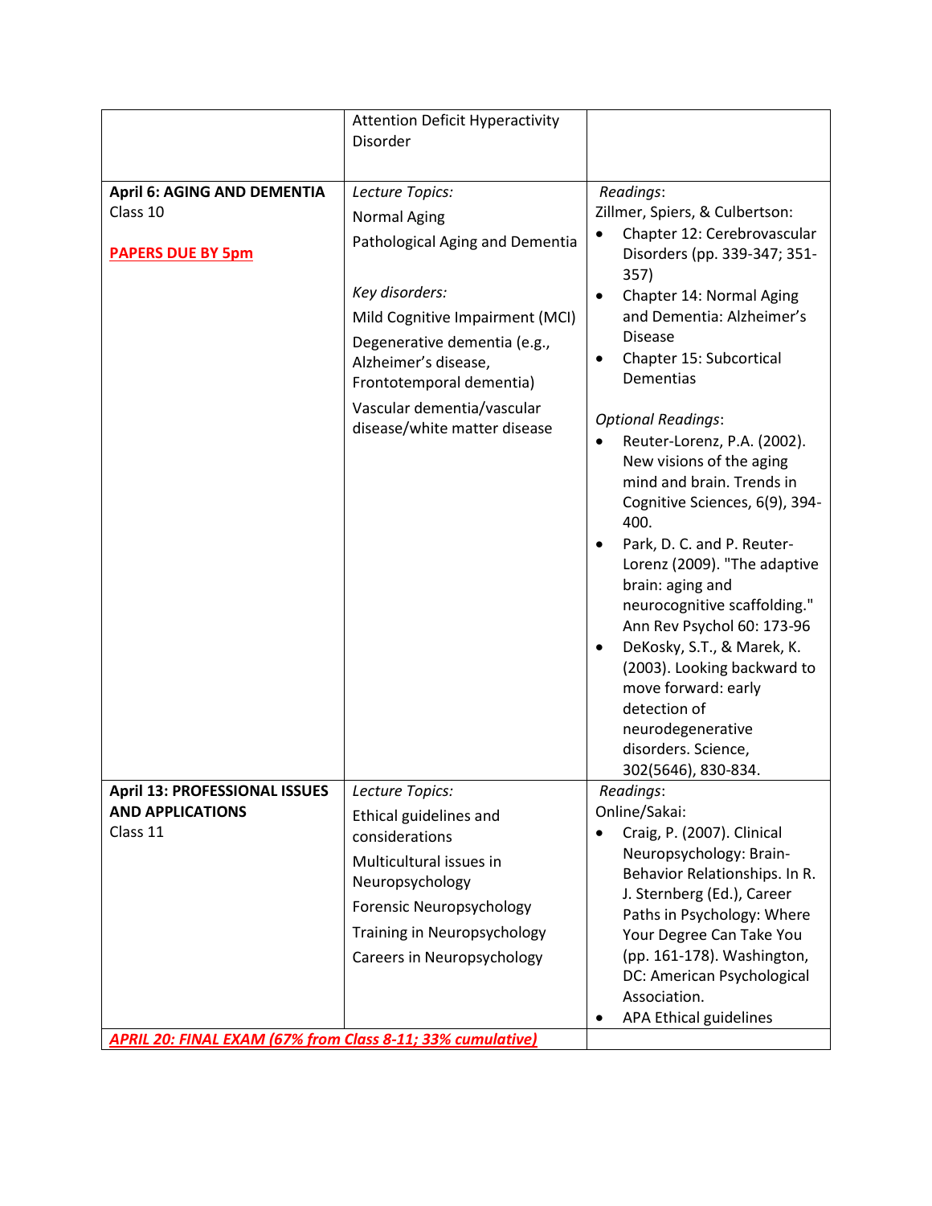| | | |
|---|---|---|
| | Attention Deficit Hyperactivity Disorder | |
| **April 6: AGING AND DEMENTIA**<br>Class 10<br><br>**PAPERS DUE BY 5pm** | *Lecture Topics:*<br>Normal Aging<br>Pathological Aging and Dementia<br><br>*Key disorders:*<br>Mild Cognitive Impairment (MCI)<br>Degenerative dementia (e.g., Alzheimer's disease, Frontotemporal dementia)<br>Vascular dementia/vascular disease/white matter disease | *Readings*:<br>Zillmer, Spiers, & Culbertson:<br>• Chapter 12: Cerebrovascular Disorders (pp. 339-347; 351-357)<br>• Chapter 14: Normal Aging and Dementia: Alzheimer's Disease<br>• Chapter 15: Subcortical Dementias<br><br>*Optional Readings*:<br>• Reuter-Lorenz, P.A. (2002). New visions of the aging mind and brain. Trends in Cognitive Sciences, 6(9), 394-400.<br>• Park, D. C. and P. Reuter-Lorenz (2009). "The adaptive brain: aging and neurocognitive scaffolding." Ann Rev Psychol 60: 173-96<br>• DeKosky, S.T., & Marek, K. (2003). Looking backward to move forward: early detection of neurodegenerative disorders. Science, 302(5646), 830-834. |
| **April 13: PROFESSIONAL ISSUES AND APPLICATIONS**<br>Class 11 | *Lecture Topics:*<br>Ethical guidelines and considerations<br>Multicultural issues in Neuropsychology<br>Forensic Neuropsychology<br>Training in Neuropsychology<br>Careers in Neuropsychology | *Readings*:<br>Online/Sakai:<br>• Craig, P. (2007). Clinical Neuropsychology: Brain-Behavior Relationships. In R. J. Sternberg (Ed.), Career Paths in Psychology: Where Your Degree Can Take You (pp. 161-178). Washington, DC: American Psychological Association.<br>• APA Ethical guidelines |
| ***APRIL 20: FINAL EXAM (67% from Class 8-11; 33% cumulative)*** | | |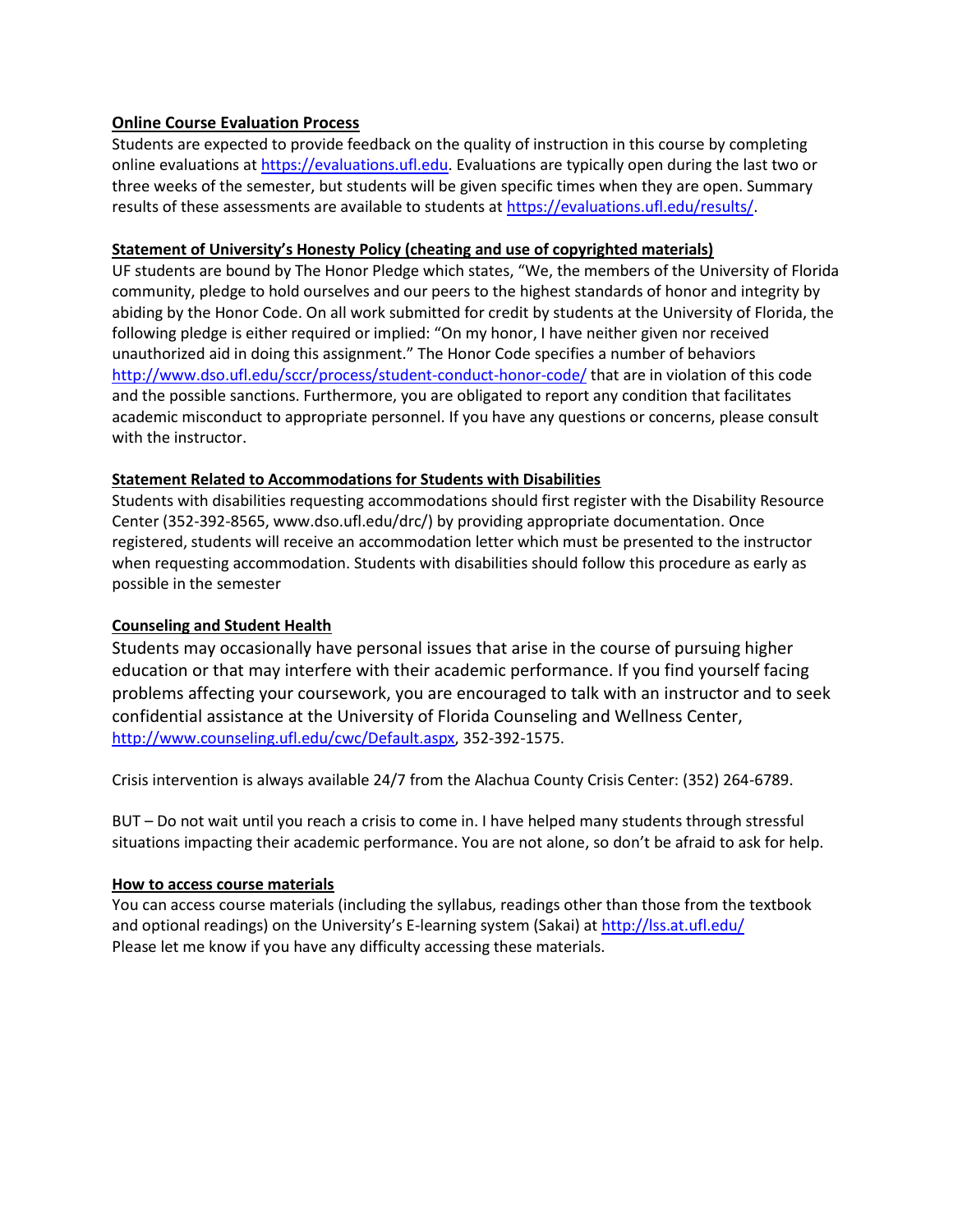**Online Course Evaluation Process**

Students are expected to provide feedback on the quality of instruction in this course by completing online evaluations at https://evaluations.ufl.edu. Evaluations are typically open during the last two or three weeks of the semester, but students will be given specific times when they are open. Summary results of these assessments are available to students at https://evaluations.ufl.edu/results/.

**Statement of University's Honesty Policy (cheating and use of copyrighted materials)**

UF students are bound by The Honor Pledge which states, "We, the members of the University of Florida community, pledge to hold ourselves and our peers to the highest standards of honor and integrity by abiding by the Honor Code. On all work submitted for credit by students at the University of Florida, the following pledge is either required or implied: "On my honor, I have neither given nor received unauthorized aid in doing this assignment." The Honor Code specifies a number of behaviors http://www.dso.ufl.edu/sccr/process/student-conduct-honor-code/ that are in violation of this code and the possible sanctions. Furthermore, you are obligated to report any condition that facilitates academic misconduct to appropriate personnel. If you have any questions or concerns, please consult with the instructor.

**Statement Related to Accommodations for Students with Disabilities**

Students with disabilities requesting accommodations should first register with the Disability Resource Center (352-392-8565, www.dso.ufl.edu/drc/) by providing appropriate documentation. Once registered, students will receive an accommodation letter which must be presented to the instructor when requesting accommodation. Students with disabilities should follow this procedure as early as possible in the semester

**Counseling and Student Health**

Students may occasionally have personal issues that arise in the course of pursuing higher education or that may interfere with their academic performance. If you find yourself facing problems affecting your coursework, you are encouraged to talk with an instructor and to seek confidential assistance at the University of Florida Counseling and Wellness Center, http://www.counseling.ufl.edu/cwc/Default.aspx, 352-392-1575.

Crisis intervention is always available 24/7 from the Alachua County Crisis Center: (352) 264-6789.

BUT – Do not wait until you reach a crisis to come in. I have helped many students through stressful situations impacting their academic performance. You are not alone, so don't be afraid to ask for help.

**How to access course materials**

You can access course materials (including the syllabus, readings other than those from the textbook and optional readings) on the University's E-learning system (Sakai) at http://lss.at.ufl.edu/
Please let me know if you have any difficulty accessing these materials.